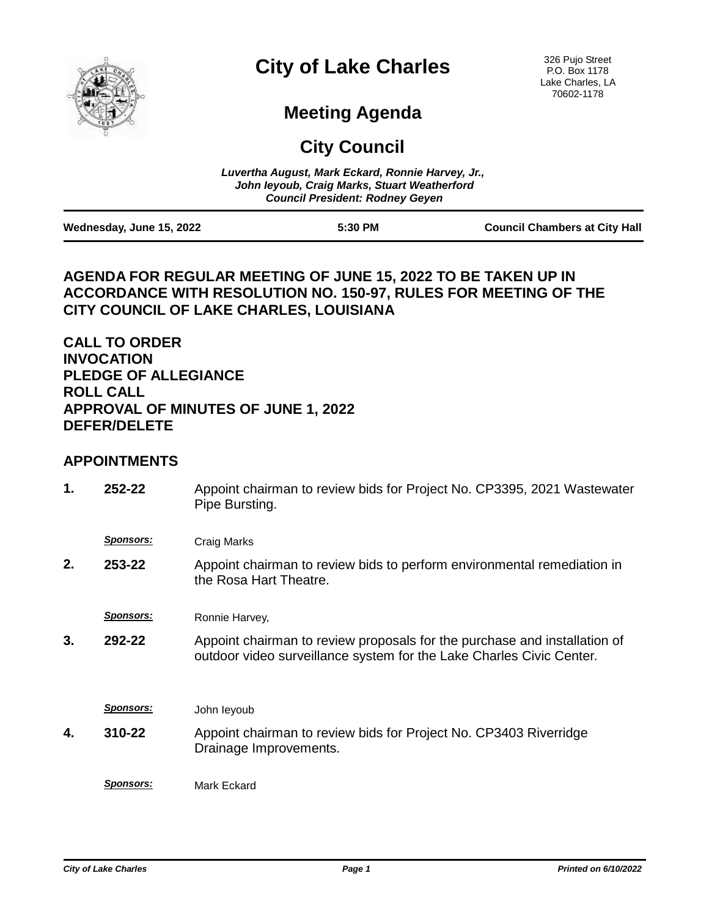# City of Lake Charles

326 Pujo Street
P.O. Box 1178
Lake Charles, LA
70602-1178

## Meeting Agenda

## City Council

*Luvertha August, Mark Eckard, Ronnie Harvey, Jr., John Ieyoub, Craig Marks, Stuart Weatherford*
*Council President: Rodney Geyen*

**Wednesday, June 15, 2022** | **5:30 PM** | **Council Chambers at City Hall**

### AGENDA FOR REGULAR MEETING OF JUNE 15, 2022 TO BE TAKEN UP IN ACCORDANCE WITH RESOLUTION NO. 150-97, RULES FOR MEETING OF THE CITY COUNCIL OF LAKE CHARLES, LOUISIANA

**CALL TO ORDER**
**INVOCATION**
**PLEDGE OF ALLEGIANCE**
**ROLL CALL**
**APPROVAL OF MINUTES OF JUNE 1, 2022**
**DEFER/DELETE**

### APPOINTMENTS

**1. 252-22** Appoint chairman to review bids for Project No. CP3395, 2021 Wastewater Pipe Bursting.

*Sponsors:* Craig Marks

**2. 253-22** Appoint chairman to review bids to perform environmental remediation in the Rosa Hart Theatre.

*Sponsors:* Ronnie Harvey,

**3. 292-22** Appoint chairman to review proposals for the purchase and installation of outdoor video surveillance system for the Lake Charles Civic Center.

*Sponsors:* John Ieyoub

**4. 310-22** Appoint chairman to review bids for Project No. CP3403 Riverridge Drainage Improvements.

*Sponsors:* Mark Eckard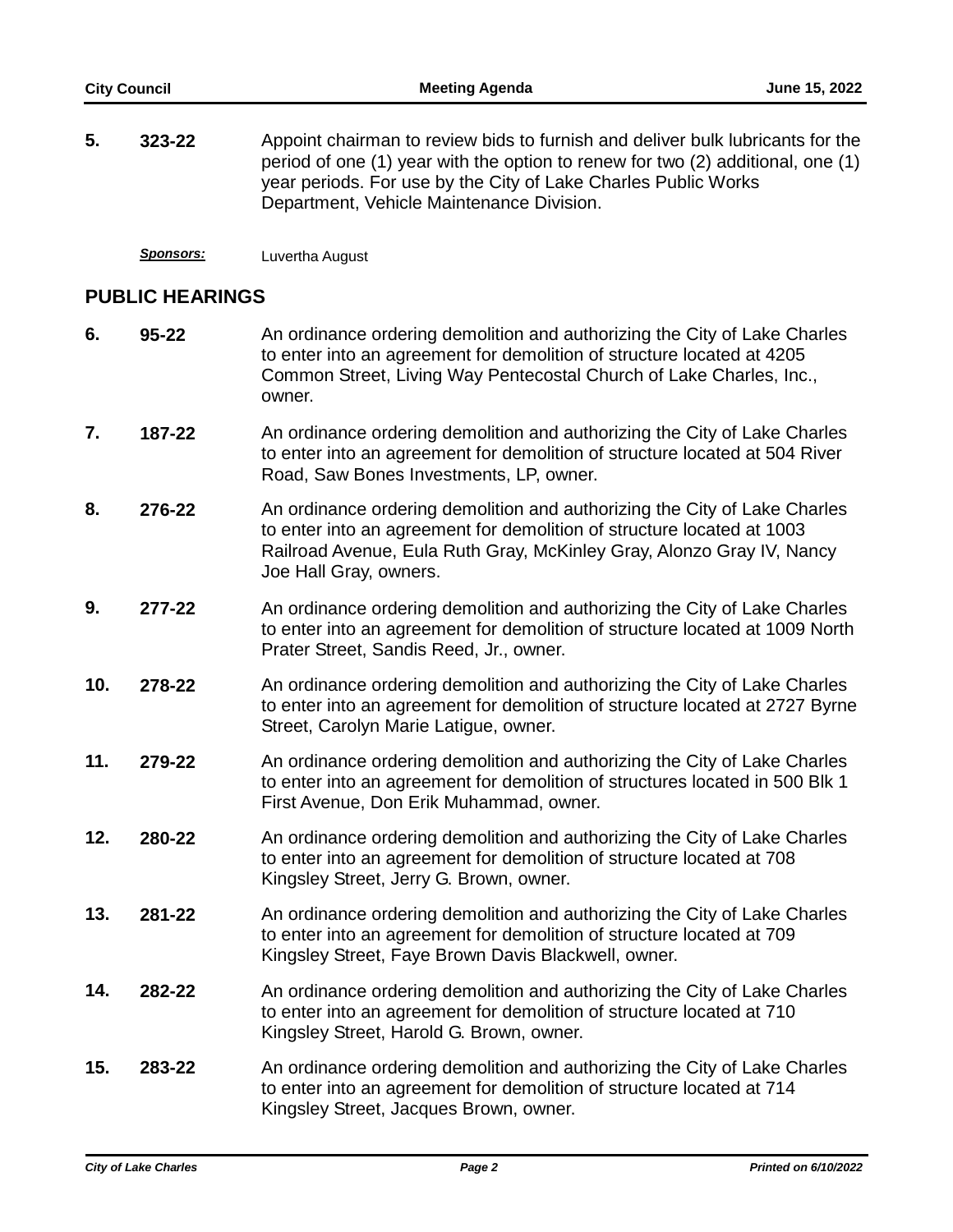**5.** **323-22** Appoint chairman to review bids to furnish and deliver bulk lubricants for the period of one (1) year with the option to renew for two (2) additional, one (1) year periods. For use by the City of Lake Charles Public Works Department, Vehicle Maintenance Division.

*Sponsors:* Luvertha August

## PUBLIC HEARINGS

**6.** **95-22** An ordinance ordering demolition and authorizing the City of Lake Charles to enter into an agreement for demolition of structure located at 4205 Common Street, Living Way Pentecostal Church of Lake Charles, Inc., owner.

**7.** **187-22** An ordinance ordering demolition and authorizing the City of Lake Charles to enter into an agreement for demolition of structure located at 504 River Road, Saw Bones Investments, LP, owner.

**8.** **276-22** An ordinance ordering demolition and authorizing the City of Lake Charles to enter into an agreement for demolition of structure located at 1003 Railroad Avenue, Eula Ruth Gray, McKinley Gray, Alonzo Gray IV, Nancy Joe Hall Gray, owners.

**9.** **277-22** An ordinance ordering demolition and authorizing the City of Lake Charles to enter into an agreement for demolition of structure located at 1009 North Prater Street, Sandis Reed, Jr., owner.

**10.** **278-22** An ordinance ordering demolition and authorizing the City of Lake Charles to enter into an agreement for demolition of structure located at 2727 Byrne Street, Carolyn Marie Latigue, owner.

**11.** **279-22** An ordinance ordering demolition and authorizing the City of Lake Charles to enter into an agreement for demolition of structures located in 500 Blk 1 First Avenue, Don Erik Muhammad, owner.

**12.** **280-22** An ordinance ordering demolition and authorizing the City of Lake Charles to enter into an agreement for demolition of structure located at 708 Kingsley Street, Jerry G. Brown, owner.

**13.** **281-22** An ordinance ordering demolition and authorizing the City of Lake Charles to enter into an agreement for demolition of structure located at 709 Kingsley Street, Faye Brown Davis Blackwell, owner.

**14.** **282-22** An ordinance ordering demolition and authorizing the City of Lake Charles to enter into an agreement for demolition of structure located at 710 Kingsley Street, Harold G. Brown, owner.

**15.** **283-22** An ordinance ordering demolition and authorizing the City of Lake Charles to enter into an agreement for demolition of structure located at 714 Kingsley Street, Jacques Brown, owner.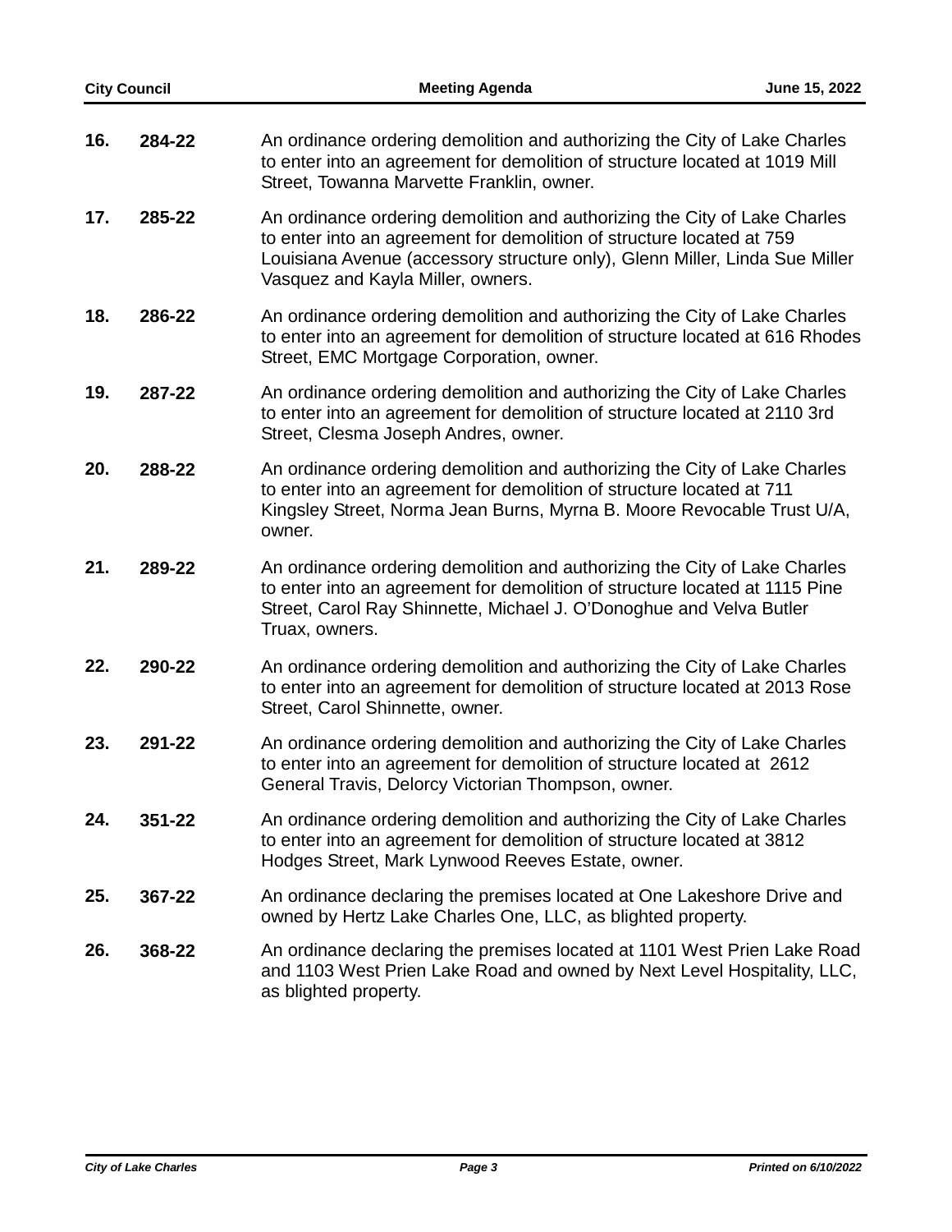**16.** **284-22** An ordinance ordering demolition and authorizing the City of Lake Charles to enter into an agreement for demolition of structure located at 1019 Mill Street, Towanna Marvette Franklin, owner.

**17.** **285-22** An ordinance ordering demolition and authorizing the City of Lake Charles to enter into an agreement for demolition of structure located at 759 Louisiana Avenue (accessory structure only), Glenn Miller, Linda Sue Miller Vasquez and Kayla Miller, owners.

**18.** **286-22** An ordinance ordering demolition and authorizing the City of Lake Charles to enter into an agreement for demolition of structure located at 616 Rhodes Street, EMC Mortgage Corporation, owner.

**19.** **287-22** An ordinance ordering demolition and authorizing the City of Lake Charles to enter into an agreement for demolition of structure located at 2110 3rd Street, Clesma Joseph Andres, owner.

**20.** **288-22** An ordinance ordering demolition and authorizing the City of Lake Charles to enter into an agreement for demolition of structure located at 711 Kingsley Street, Norma Jean Burns, Myrna B. Moore Revocable Trust U/A, owner.

**21.** **289-22** An ordinance ordering demolition and authorizing the City of Lake Charles to enter into an agreement for demolition of structure located at 1115 Pine Street, Carol Ray Shinnette, Michael J. O'Donoghue and Velva Butler Truax, owners.

**22.** **290-22** An ordinance ordering demolition and authorizing the City of Lake Charles to enter into an agreement for demolition of structure located at 2013 Rose Street, Carol Shinnette, owner.

**23.** **291-22** An ordinance ordering demolition and authorizing the City of Lake Charles to enter into an agreement for demolition of structure located at 2612 General Travis, Delorcy Victorian Thompson, owner.

**24.** **351-22** An ordinance ordering demolition and authorizing the City of Lake Charles to enter into an agreement for demolition of structure located at 3812 Hodges Street, Mark Lynwood Reeves Estate, owner.

**25.** **367-22** An ordinance declaring the premises located at One Lakeshore Drive and owned by Hertz Lake Charles One, LLC, as blighted property.

**26.** **368-22** An ordinance declaring the premises located at 1101 West Prien Lake Road and 1103 West Prien Lake Road and owned by Next Level Hospitality, LLC, as blighted property.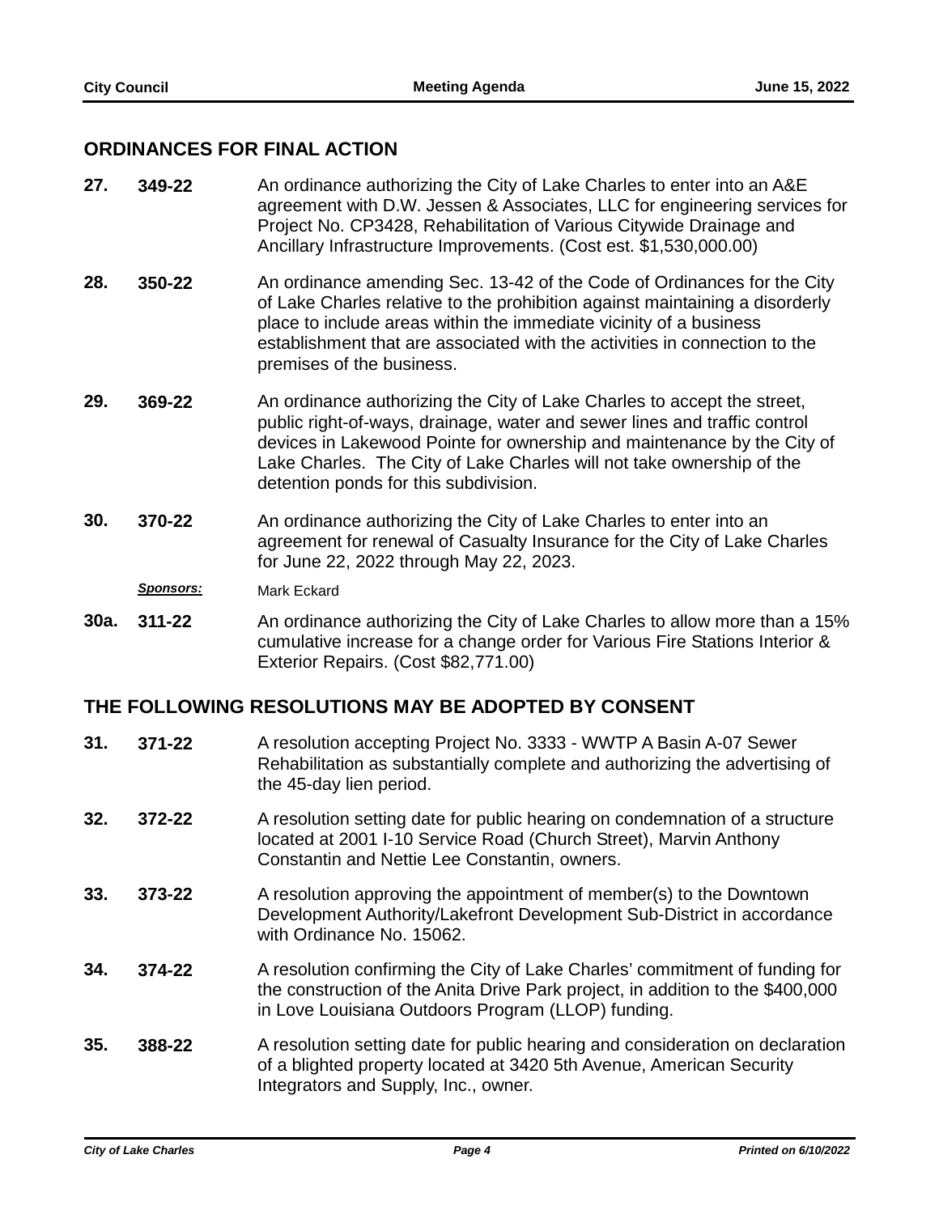## ORDINANCES FOR FINAL ACTION

**27.** **349-22** An ordinance authorizing the City of Lake Charles to enter into an A&E agreement with D.W. Jessen & Associates, LLC for engineering services for Project No. CP3428, Rehabilitation of Various Citywide Drainage and Ancillary Infrastructure Improvements. (Cost est. $1,530,000.00)

**28.** **350-22** An ordinance amending Sec. 13-42 of the Code of Ordinances for the City of Lake Charles relative to the prohibition against maintaining a disorderly place to include areas within the immediate vicinity of a business establishment that are associated with the activities in connection to the premises of the business.

**29.** **369-22** An ordinance authorizing the City of Lake Charles to accept the street, public right-of-ways, drainage, water and sewer lines and traffic control devices in Lakewood Pointe for ownership and maintenance by the City of Lake Charles. The City of Lake Charles will not take ownership of the detention ponds for this subdivision.

**30.** **370-22** An ordinance authorizing the City of Lake Charles to enter into an agreement for renewal of Casualty Insurance for the City of Lake Charles for June 22, 2022 through May 22, 2023.

***Sponsors:*** Mark Eckard

**30a.** **311-22** An ordinance authorizing the City of Lake Charles to allow more than a 15% cumulative increase for a change order for Various Fire Stations Interior & Exterior Repairs. (Cost $82,771.00)

## THE FOLLOWING RESOLUTIONS MAY BE ADOPTED BY CONSENT

**31.** **371-22** A resolution accepting Project No. 3333 - WWTP A Basin A-07 Sewer Rehabilitation as substantially complete and authorizing the advertising of the 45-day lien period.

**32.** **372-22** A resolution setting date for public hearing on condemnation of a structure located at 2001 I-10 Service Road (Church Street), Marvin Anthony Constantin and Nettie Lee Constantin, owners.

**33.** **373-22** A resolution approving the appointment of member(s) to the Downtown Development Authority/Lakefront Development Sub-District in accordance with Ordinance No. 15062.

**34.** **374-22** A resolution confirming the City of Lake Charles' commitment of funding for the construction of the Anita Drive Park project, in addition to the $400,000 in Love Louisiana Outdoors Program (LLOP) funding.

**35.** **388-22** A resolution setting date for public hearing and consideration on declaration of a blighted property located at 3420 5th Avenue, American Security Integrators and Supply, Inc., owner.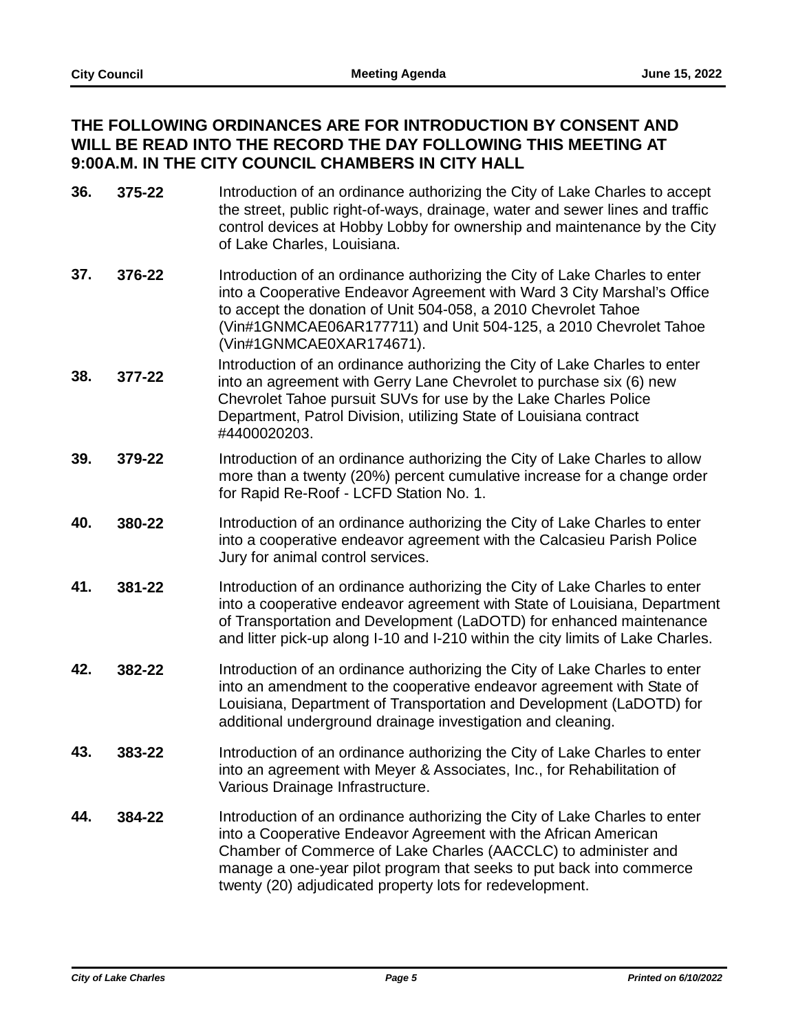## THE FOLLOWING ORDINANCES ARE FOR INTRODUCTION BY CONSENT AND WILL BE READ INTO THE RECORD THE DAY FOLLOWING THIS MEETING AT 9:00A.M. IN THE CITY COUNCIL CHAMBERS IN CITY HALL

**36.** **375-22** Introduction of an ordinance authorizing the City of Lake Charles to accept the street, public right-of-ways, drainage, water and sewer lines and traffic control devices at Hobby Lobby for ownership and maintenance by the City of Lake Charles, Louisiana.

**37.** **376-22** Introduction of an ordinance authorizing the City of Lake Charles to enter into a Cooperative Endeavor Agreement with Ward 3 City Marshal's Office to accept the donation of Unit 504-058, a 2010 Chevrolet Tahoe (Vin#1GNMCAE06AR177711) and Unit 504-125, a 2010 Chevrolet Tahoe (Vin#1GNMCAE0XAR174671).

**38.** **377-22** Introduction of an ordinance authorizing the City of Lake Charles to enter into an agreement with Gerry Lane Chevrolet to purchase six (6) new Chevrolet Tahoe pursuit SUVs for use by the Lake Charles Police Department, Patrol Division, utilizing State of Louisiana contract #4400020203.

**39.** **379-22** Introduction of an ordinance authorizing the City of Lake Charles to allow more than a twenty (20%) percent cumulative increase for a change order for Rapid Re-Roof - LCFD Station No. 1.

**40.** **380-22** Introduction of an ordinance authorizing the City of Lake Charles to enter into a cooperative endeavor agreement with the Calcasieu Parish Police Jury for animal control services.

**41.** **381-22** Introduction of an ordinance authorizing the City of Lake Charles to enter into a cooperative endeavor agreement with State of Louisiana, Department of Transportation and Development (LaDOTD) for enhanced maintenance and litter pick-up along I-10 and I-210 within the city limits of Lake Charles.

**42.** **382-22** Introduction of an ordinance authorizing the City of Lake Charles to enter into an amendment to the cooperative endeavor agreement with State of Louisiana, Department of Transportation and Development (LaDOTD) for additional underground drainage investigation and cleaning.

**43.** **383-22** Introduction of an ordinance authorizing the City of Lake Charles to enter into an agreement with Meyer & Associates, Inc., for Rehabilitation of Various Drainage Infrastructure.

**44.** **384-22** Introduction of an ordinance authorizing the City of Lake Charles to enter into a Cooperative Endeavor Agreement with the African American Chamber of Commerce of Lake Charles (AACCLC) to administer and manage a one-year pilot program that seeks to put back into commerce twenty (20) adjudicated property lots for redevelopment.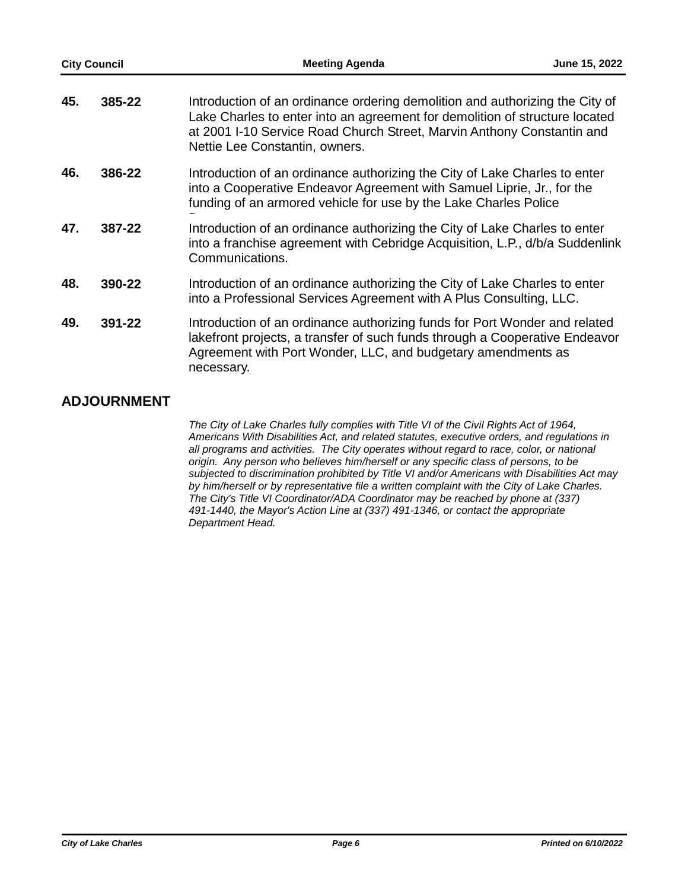**45.** **385-22** Introduction of an ordinance ordering demolition and authorizing the City of Lake Charles to enter into an agreement for demolition of structure located at 2001 I-10 Service Road Church Street, Marvin Anthony Constantin and Nettie Lee Constantin, owners.

**46.** **386-22** Introduction of an ordinance authorizing the City of Lake Charles to enter into a Cooperative Endeavor Agreement with Samuel Liprie, Jr., for the funding of an armored vehicle for use by the Lake Charles Police Department.

**47.** **387-22** Introduction of an ordinance authorizing the City of Lake Charles to enter into a franchise agreement with Cebridge Acquisition, L.P., d/b/a Suddenlink Communications.

**48.** **390-22** Introduction of an ordinance authorizing the City of Lake Charles to enter into a Professional Services Agreement with A Plus Consulting, LLC.

**49.** **391-22** Introduction of an ordinance authorizing funds for Port Wonder and related lakefront projects, a transfer of such funds through a Cooperative Endeavor Agreement with Port Wonder, LLC, and budgetary amendments as necessary.

## ADJOURNMENT

*The City of Lake Charles fully complies with Title VI of the Civil Rights Act of 1964, Americans With Disabilities Act, and related statutes, executive orders, and regulations in all programs and activities. The City operates without regard to race, color, or national origin. Any person who believes him/herself or any specific class of persons, to be subjected to discrimination prohibited by Title VI and/or Americans with Disabilities Act may by him/herself or by representative file a written complaint with the City of Lake Charles. The City's Title VI Coordinator/ADA Coordinator may be reached by phone at (337) 491-1440, the Mayor's Action Line at (337) 491-1346, or contact the appropriate Department Head.*